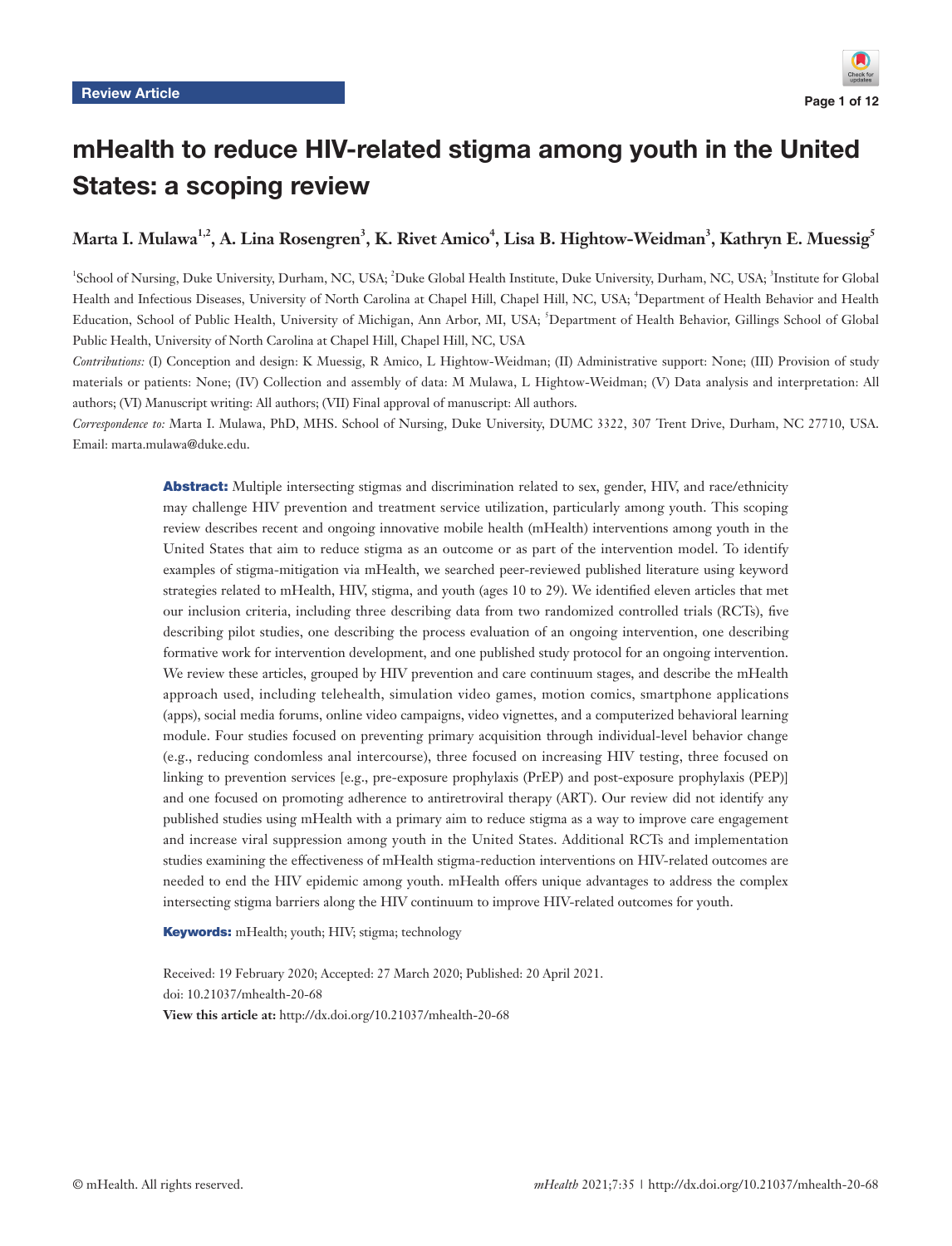Review Article

# mHealth to reduce HIV-related stigma among youth in the United States: a scoping review

**Marta I. Mulawa[1,2], A. Lina Rosengren[3], K. Rivet Amico[4], Lisa B. Hightow-Weidman[3], Kathryn E. Muessig[5]**

[1]School of Nursing, Duke University, Durham, NC, USA; [2]Duke Global Health Institute, Duke University, Durham, NC, USA; [3]Institute for Global Health and Infectious Diseases, University of North Carolina at Chapel Hill, Chapel Hill, NC, USA; [4]Department of Health Behavior and Health Education, School of Public Health, University of Michigan, Ann Arbor, MI, USA; [5]Department of Health Behavior, Gillings School of Global Public Health, University of North Carolina at Chapel Hill, Chapel Hill, NC, USA

*Contributions:* (I) Conception and design: K Muessig, R Amico, L Hightow-Weidman; (II) Administrative support: None; (III) Provision of study materials or patients: None; (IV) Collection and assembly of data: M Mulawa, L Hightow-Weidman; (V) Data analysis and interpretation: All authors; (VI) Manuscript writing: All authors; (VII) Final approval of manuscript: All authors.

*Correspondence to:* Marta I. Mulawa, PhD, MHS. School of Nursing, Duke University, DUMC 3322, 307 Trent Drive, Durham, NC 27710, USA. Email: marta.mulawa@duke.edu.

**Abstract:** Multiple intersecting stigmas and discrimination related to sex, gender, HIV, and race/ethnicity may challenge HIV prevention and treatment service utilization, particularly among youth. This scoping review describes recent and ongoing innovative mobile health (mHealth) interventions among youth in the United States that aim to reduce stigma as an outcome or as part of the intervention model. To identify examples of stigma-mitigation via mHealth, we searched peer-reviewed published literature using keyword strategies related to mHealth, HIV, stigma, and youth (ages 10 to 29). We identified eleven articles that met our inclusion criteria, including three describing data from two randomized controlled trials (RCTs), five describing pilot studies, one describing the process evaluation of an ongoing intervention, one describing formative work for intervention development, and one published study protocol for an ongoing intervention. We review these articles, grouped by HIV prevention and care continuum stages, and describe the mHealth approach used, including telehealth, simulation video games, motion comics, smartphone applications (apps), social media forums, online video campaigns, video vignettes, and a computerized behavioral learning module. Four studies focused on preventing primary acquisition through individual-level behavior change (e.g., reducing condomless anal intercourse), three focused on increasing HIV testing, three focused on linking to prevention services [e.g., pre-exposure prophylaxis (PrEP) and post-exposure prophylaxis (PEP)] and one focused on promoting adherence to antiretroviral therapy (ART). Our review did not identify any published studies using mHealth with a primary aim to reduce stigma as a way to improve care engagement and increase viral suppression among youth in the United States. Additional RCTs and implementation studies examining the effectiveness of mHealth stigma-reduction interventions on HIV-related outcomes are needed to end the HIV epidemic among youth. mHealth offers unique advantages to address the complex intersecting stigma barriers along the HIV continuum to improve HIV-related outcomes for youth.

**Keywords:** mHealth; youth; HIV; stigma; technology

Received: 19 February 2020; Accepted: 27 March 2020; Published: 20 April 2021.
doi: 10.21037/mhealth-20-68
**View this article at:** http://dx.doi.org/10.21037/mhealth-20-68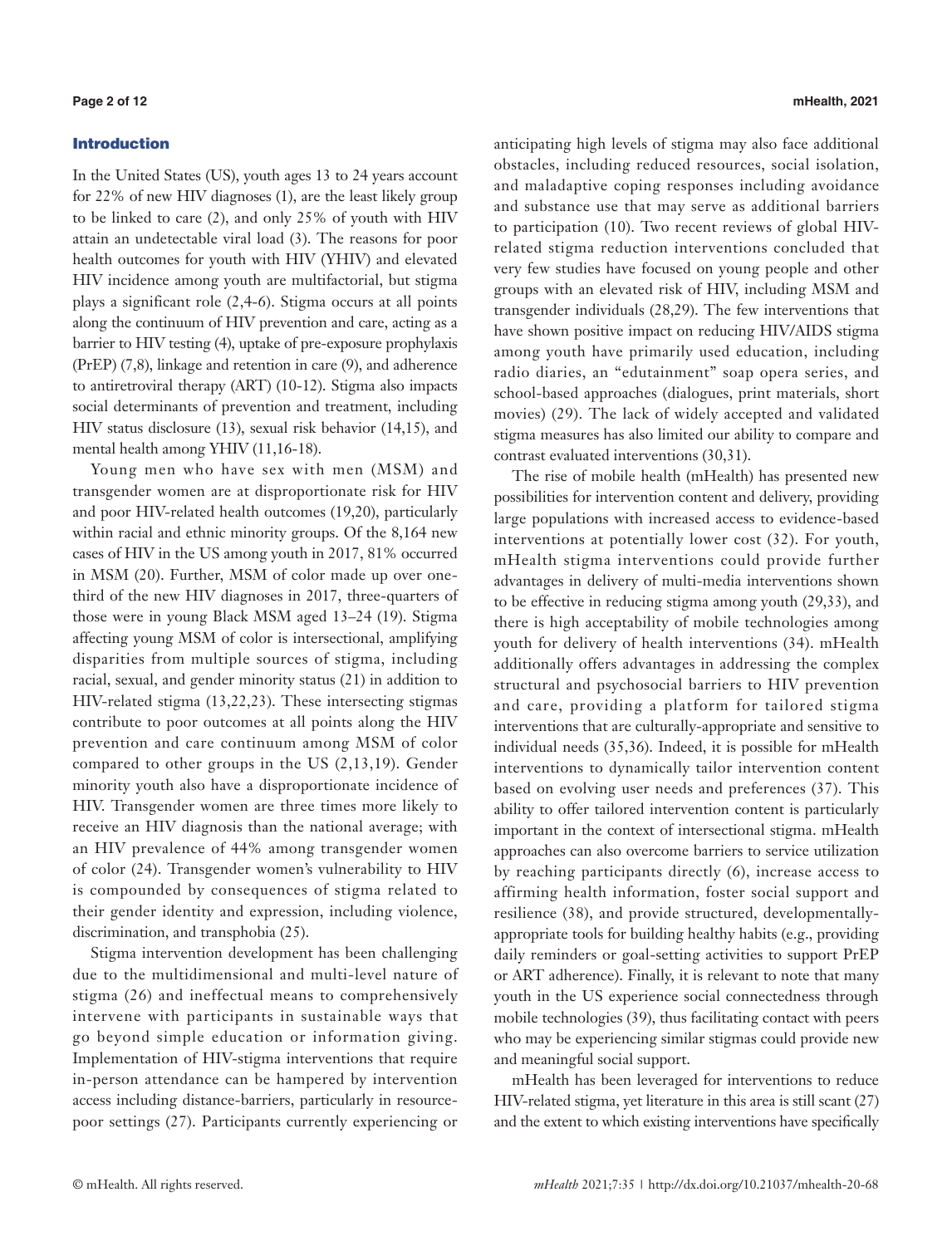## Introduction

In the United States (US), youth ages 13 to 24 years account for 22% of new HIV diagnoses (1), are the least likely group to be linked to care (2), and only 25% of youth with HIV attain an undetectable viral load (3). The reasons for poor health outcomes for youth with HIV (YHIV) and elevated HIV incidence among youth are multifactorial, but stigma plays a significant role (2,4-6). Stigma occurs at all points along the continuum of HIV prevention and care, acting as a barrier to HIV testing (4), uptake of pre-exposure prophylaxis (PrEP) (7,8), linkage and retention in care (9), and adherence to antiretroviral therapy (ART) (10-12). Stigma also impacts social determinants of prevention and treatment, including HIV status disclosure (13), sexual risk behavior (14,15), and mental health among YHIV (11,16-18).

Young men who have sex with men (MSM) and transgender women are at disproportionate risk for HIV and poor HIV-related health outcomes (19,20), particularly within racial and ethnic minority groups. Of the 8,164 new cases of HIV in the US among youth in 2017, 81% occurred in MSM (20). Further, MSM of color made up over one-third of the new HIV diagnoses in 2017, three-quarters of those were in young Black MSM aged 13–24 (19). Stigma affecting young MSM of color is intersectional, amplifying disparities from multiple sources of stigma, including racial, sexual, and gender minority status (21) in addition to HIV-related stigma (13,22,23). These intersecting stigmas contribute to poor outcomes at all points along the HIV prevention and care continuum among MSM of color compared to other groups in the US (2,13,19). Gender minority youth also have a disproportionate incidence of HIV. Transgender women are three times more likely to receive an HIV diagnosis than the national average; with an HIV prevalence of 44% among transgender women of color (24). Transgender women's vulnerability to HIV is compounded by consequences of stigma related to their gender identity and expression, including violence, discrimination, and transphobia (25).

Stigma intervention development has been challenging due to the multidimensional and multi-level nature of stigma (26) and ineffectual means to comprehensively intervene with participants in sustainable ways that go beyond simple education or information giving. Implementation of HIV-stigma interventions that require in-person attendance can be hampered by intervention access including distance-barriers, particularly in resource-poor settings (27). Participants currently experiencing or anticipating high levels of stigma may also face additional obstacles, including reduced resources, social isolation, and maladaptive coping responses including avoidance and substance use that may serve as additional barriers to participation (10). Two recent reviews of global HIV-related stigma reduction interventions concluded that very few studies have focused on young people and other groups with an elevated risk of HIV, including MSM and transgender individuals (28,29). The few interventions that have shown positive impact on reducing HIV/AIDS stigma among youth have primarily used education, including radio diaries, an "edutainment" soap opera series, and school-based approaches (dialogues, print materials, short movies) (29). The lack of widely accepted and validated stigma measures has also limited our ability to compare and contrast evaluated interventions (30,31).

The rise of mobile health (mHealth) has presented new possibilities for intervention content and delivery, providing large populations with increased access to evidence-based interventions at potentially lower cost (32). For youth, mHealth stigma interventions could provide further advantages in delivery of multi-media interventions shown to be effective in reducing stigma among youth (29,33), and there is high acceptability of mobile technologies among youth for delivery of health interventions (34). mHealth additionally offers advantages in addressing the complex structural and psychosocial barriers to HIV prevention and care, providing a platform for tailored stigma interventions that are culturally-appropriate and sensitive to individual needs (35,36). Indeed, it is possible for mHealth interventions to dynamically tailor intervention content based on evolving user needs and preferences (37). This ability to offer tailored intervention content is particularly important in the context of intersectional stigma. mHealth approaches can also overcome barriers to service utilization by reaching participants directly (6), increase access to affirming health information, foster social support and resilience (38), and provide structured, developmentally-appropriate tools for building healthy habits (e.g., providing daily reminders or goal-setting activities to support PrEP or ART adherence). Finally, it is relevant to note that many youth in the US experience social connectedness through mobile technologies (39), thus facilitating contact with peers who may be experiencing similar stigmas could provide new and meaningful social support.

mHealth has been leveraged for interventions to reduce HIV-related stigma, yet literature in this area is still scant (27) and the extent to which existing interventions have specifically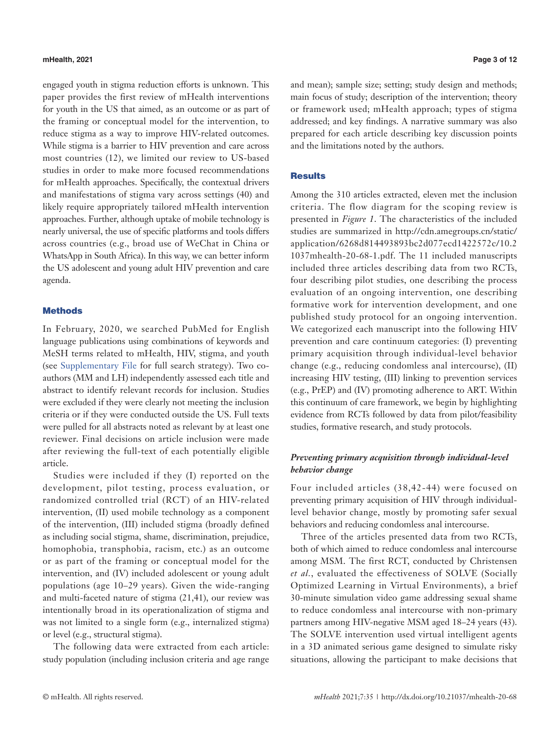engaged youth in stigma reduction efforts is unknown. This paper provides the first review of mHealth interventions for youth in the US that aimed, as an outcome or as part of the framing or conceptual model for the intervention, to reduce stigma as a way to improve HIV-related outcomes. While stigma is a barrier to HIV prevention and care across most countries (12), we limited our review to US-based studies in order to make more focused recommendations for mHealth approaches. Specifically, the contextual drivers and manifestations of stigma vary across settings (40) and likely require appropriately tailored mHealth intervention approaches. Further, although uptake of mobile technology is nearly universal, the use of specific platforms and tools differs across countries (e.g., broad use of WeChat in China or WhatsApp in South Africa). In this way, we can better inform the US adolescent and young adult HIV prevention and care agenda.

## Methods

In February, 2020, we searched PubMed for English language publications using combinations of keywords and MeSH terms related to mHealth, HIV, stigma, and youth (see Supplementary File for full search strategy). Two co-authors (MM and LH) independently assessed each title and abstract to identify relevant records for inclusion. Studies were excluded if they were clearly not meeting the inclusion criteria or if they were conducted outside the US. Full texts were pulled for all abstracts noted as relevant by at least one reviewer. Final decisions on article inclusion were made after reviewing the full-text of each potentially eligible article.

Studies were included if they (I) reported on the development, pilot testing, process evaluation, or randomized controlled trial (RCT) of an HIV-related intervention, (II) used mobile technology as a component of the intervention, (III) included stigma (broadly defined as including social stigma, shame, discrimination, prejudice, homophobia, transphobia, racism, etc.) as an outcome or as part of the framing or conceptual model for the intervention, and (IV) included adolescent or young adult populations (age 10–29 years). Given the wide-ranging and multi-faceted nature of stigma (21,41), our review was intentionally broad in its operationalization of stigma and was not limited to a single form (e.g., internalized stigma) or level (e.g., structural stigma).

The following data were extracted from each article: study population (including inclusion criteria and age range and mean); sample size; setting; study design and methods; main focus of study; description of the intervention; theory or framework used; mHealth approach; types of stigma addressed; and key findings. A narrative summary was also prepared for each article describing key discussion points and the limitations noted by the authors.

## Results

Among the 310 articles extracted, eleven met the inclusion criteria. The flow diagram for the scoping review is presented in *Figure 1*. The characteristics of the included studies are summarized in http://cdn.amegroups.cn/static/application/6268d814493893bc2d077ecd1422572c/10.21037mhealth-20-68-1.pdf. The 11 included manuscripts included three articles describing data from two RCTs, four describing pilot studies, one describing the process evaluation of an ongoing intervention, one describing formative work for intervention development, and one published study protocol for an ongoing intervention. We categorized each manuscript into the following HIV prevention and care continuum categories: (I) preventing primary acquisition through individual-level behavior change (e.g., reducing condomless anal intercourse), (II) increasing HIV testing, (III) linking to prevention services (e.g., PrEP) and (IV) promoting adherence to ART. Within this continuum of care framework, we begin by highlighting evidence from RCTs followed by data from pilot/feasibility studies, formative research, and study protocols.

### *Preventing primary acquisition through individual-level behavior change*

Four included articles (38,42-44) were focused on preventing primary acquisition of HIV through individual-level behavior change, mostly by promoting safer sexual behaviors and reducing condomless anal intercourse.

Three of the articles presented data from two RCTs, both of which aimed to reduce condomless anal intercourse among MSM. The first RCT, conducted by Christensen *et al.*, evaluated the effectiveness of SOLVE (Socially Optimized Learning in Virtual Environments), a brief 30-minute simulation video game addressing sexual shame to reduce condomless anal intercourse with non-primary partners among HIV-negative MSM aged 18–24 years (43). The SOLVE intervention used virtual intelligent agents in a 3D animated serious game designed to simulate risky situations, allowing the participant to make decisions that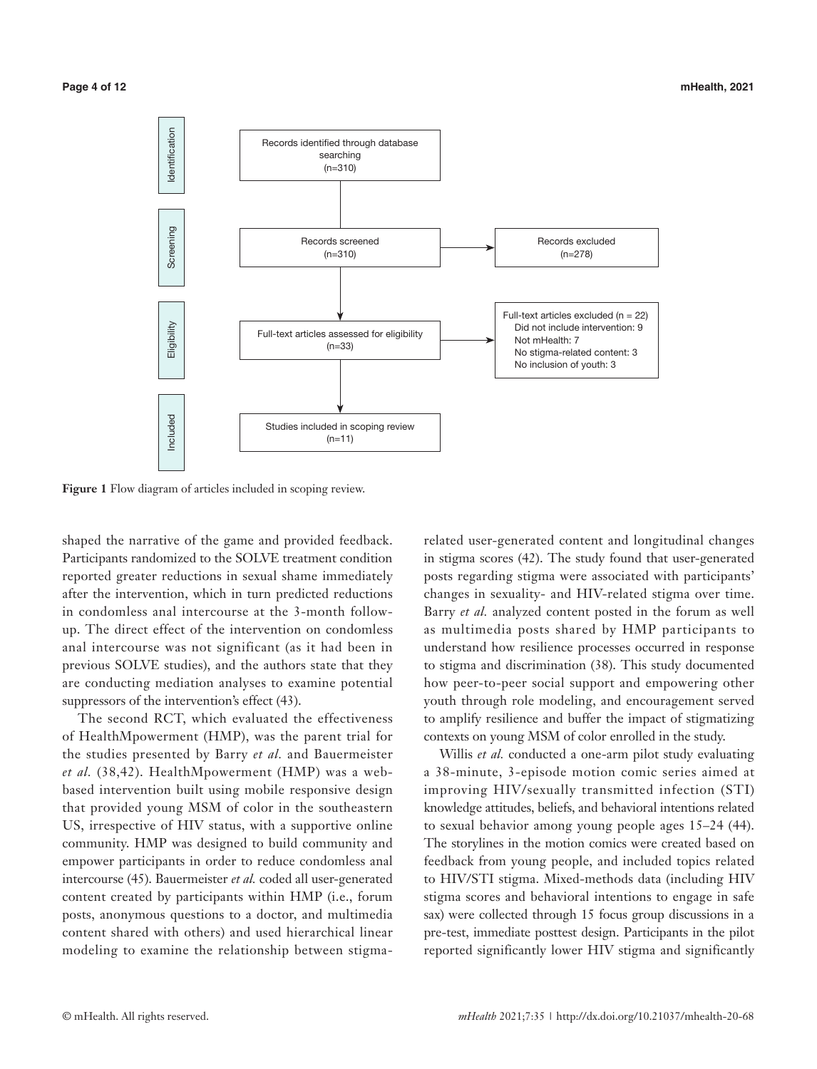Identification

Records identified through database searching (n=310)

Screening

Records screened (n=310)

Records excluded (n=278)

Eligibility

Full-text articles assessed for eligibility (n=33)

Full-text articles excluded (n = 22)
- Did not include intervention: 9
- Not mHealth: 7
- No stigma-related content: 3
- No inclusion of youth: 3

Included

Studies included in scoping review (n=11)

**Figure 1** Flow diagram of articles included in scoping review.

shaped the narrative of the game and provided feedback. Participants randomized to the SOLVE treatment condition reported greater reductions in sexual shame immediately after the intervention, which in turn predicted reductions in condomless anal intercourse at the 3-month follow-up. The direct effect of the intervention on condomless anal intercourse was not significant (as it had been in previous SOLVE studies), and the authors state that they are conducting mediation analyses to examine potential suppressors of the intervention's effect (43).

The second RCT, which evaluated the effectiveness of HealthMpowerment (HMP), was the parent trial for the studies presented by Barry *et al.* and Bauermeister *et al.* (38,42). HealthMpowerment (HMP) was a web-based intervention built using mobile responsive design that provided young MSM of color in the southeastern US, irrespective of HIV status, with a supportive online community. HMP was designed to build community and empower participants in order to reduce condomless anal intercourse (45). Bauermeister *et al.* coded all user-generated content created by participants within HMP (i.e., forum posts, anonymous questions to a doctor, and multimedia content shared with others) and used hierarchical linear modeling to examine the relationship between stigma-related user-generated content and longitudinal changes in stigma scores (42). The study found that user-generated posts regarding stigma were associated with participants' changes in sexuality- and HIV-related stigma over time. Barry *et al.* analyzed content posted in the forum as well as multimedia posts shared by HMP participants to understand how resilience processes occurred in response to stigma and discrimination (38). This study documented how peer-to-peer social support and empowering other youth through role modeling, and encouragement served to amplify resilience and buffer the impact of stigmatizing contexts on young MSM of color enrolled in the study.

Willis *et al.* conducted a one-arm pilot study evaluating a 38-minute, 3-episode motion comic series aimed at improving HIV/sexually transmitted infection (STI) knowledge attitudes, beliefs, and behavioral intentions related to sexual behavior among young people ages 15–24 (44). The storylines in the motion comics were created based on feedback from young people, and included topics related to HIV/STI stigma. Mixed-methods data (including HIV stigma scores and behavioral intentions to engage in safe sax) were collected through 15 focus group discussions in a pre-test, immediate posttest design. Participants in the pilot reported significantly lower HIV stigma and significantly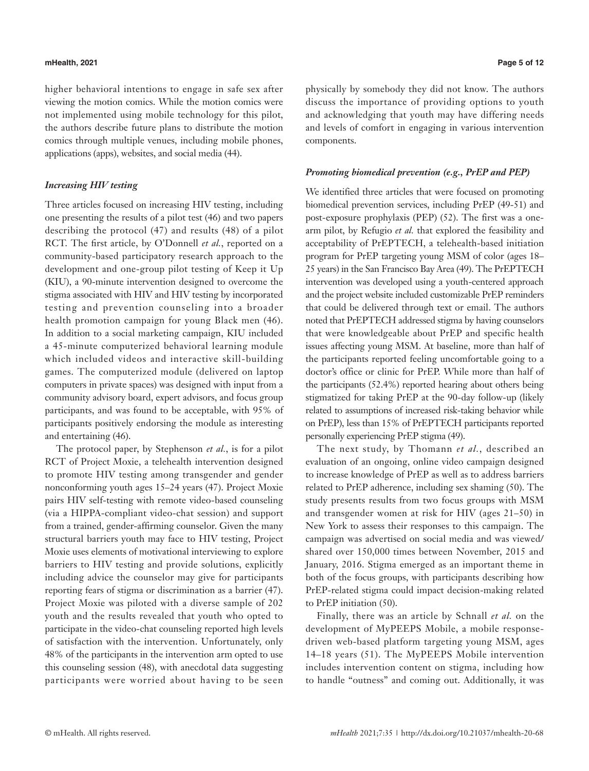higher behavioral intentions to engage in safe sex after viewing the motion comics. While the motion comics were not implemented using mobile technology for this pilot, the authors describe future plans to distribute the motion comics through multiple venues, including mobile phones, applications (apps), websites, and social media (44).

### *Increasing HIV testing*

Three articles focused on increasing HIV testing, including one presenting the results of a pilot test (46) and two papers describing the protocol (47) and results (48) of a pilot RCT. The first article, by O'Donnell *et al.*, reported on a community-based participatory research approach to the development and one-group pilot testing of Keep it Up (KIU), a 90-minute intervention designed to overcome the stigma associated with HIV and HIV testing by incorporated testing and prevention counseling into a broader health promotion campaign for young Black men (46). In addition to a social marketing campaign, KIU included a 45-minute computerized behavioral learning module which included videos and interactive skill-building games. The computerized module (delivered on laptop computers in private spaces) was designed with input from a community advisory board, expert advisors, and focus group participants, and was found to be acceptable, with 95% of participants positively endorsing the module as interesting and entertaining (46).

The protocol paper, by Stephenson *et al.*, is for a pilot RCT of Project Moxie, a telehealth intervention designed to promote HIV testing among transgender and gender nonconforming youth ages 15–24 years (47). Project Moxie pairs HIV self-testing with remote video-based counseling (via a HIPPA-compliant video-chat session) and support from a trained, gender-affirming counselor. Given the many structural barriers youth may face to HIV testing, Project Moxie uses elements of motivational interviewing to explore barriers to HIV testing and provide solutions, explicitly including advice the counselor may give for participants reporting fears of stigma or discrimination as a barrier (47). Project Moxie was piloted with a diverse sample of 202 youth and the results revealed that youth who opted to participate in the video-chat counseling reported high levels of satisfaction with the intervention. Unfortunately, only 48% of the participants in the intervention arm opted to use this counseling session (48), with anecdotal data suggesting participants were worried about having to be seen physically by somebody they did not know. The authors discuss the importance of providing options to youth and acknowledging that youth may have differing needs and levels of comfort in engaging in various intervention components.

### *Promoting biomedical prevention (e.g., PrEP and PEP)*

We identified three articles that were focused on promoting biomedical prevention services, including PrEP (49-51) and post-exposure prophylaxis (PEP) (52). The first was a one-arm pilot, by Refugio *et al.* that explored the feasibility and acceptability of PrEPTECH, a telehealth-based initiation program for PrEP targeting young MSM of color (ages 18–25 years) in the San Francisco Bay Area (49). The PrEPTECH intervention was developed using a youth-centered approach and the project website included customizable PrEP reminders that could be delivered through text or email. The authors noted that PrEPTECH addressed stigma by having counselors that were knowledgeable about PrEP and specific health issues affecting young MSM. At baseline, more than half of the participants reported feeling uncomfortable going to a doctor's office or clinic for PrEP. While more than half of the participants (52.4%) reported hearing about others being stigmatized for taking PrEP at the 90-day follow-up (likely related to assumptions of increased risk-taking behavior while on PrEP), less than 15% of PrEPTECH participants reported personally experiencing PrEP stigma (49).

The next study, by Thomann *et al.*, described an evaluation of an ongoing, online video campaign designed to increase knowledge of PrEP as well as to address barriers related to PrEP adherence, including sex shaming (50). The study presents results from two focus groups with MSM and transgender women at risk for HIV (ages 21–50) in New York to assess their responses to this campaign. The campaign was advertised on social media and was viewed/shared over 150,000 times between November, 2015 and January, 2016. Stigma emerged as an important theme in both of the focus groups, with participants describing how PrEP-related stigma could impact decision-making related to PrEP initiation (50).

Finally, there was an article by Schnall *et al.* on the development of MyPEEPS Mobile, a mobile response-driven web-based platform targeting young MSM, ages 14–18 years (51). The MyPEEPS Mobile intervention includes intervention content on stigma, including how to handle "outness" and coming out. Additionally, it was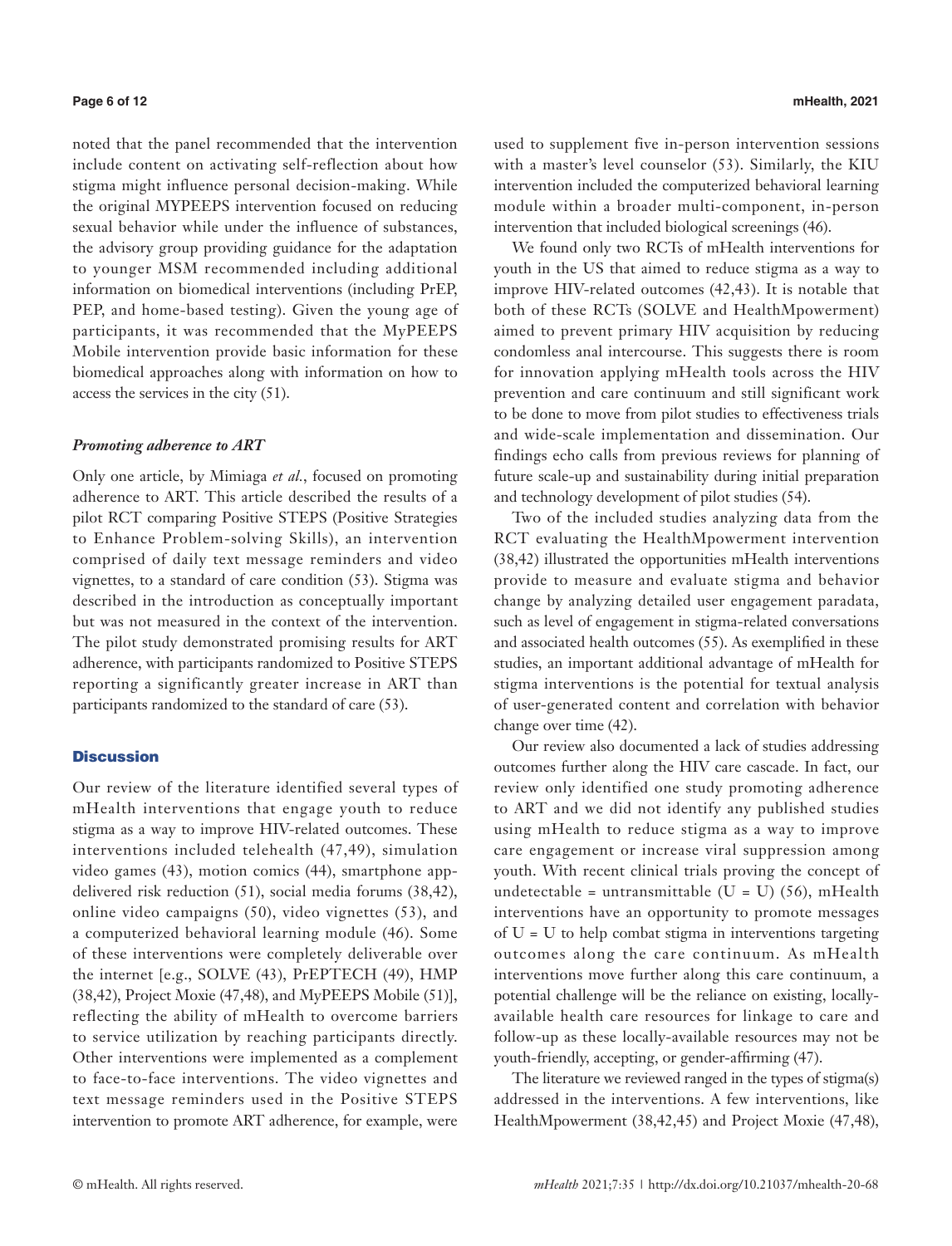noted that the panel recommended that the intervention include content on activating self-reflection about how stigma might influence personal decision-making. While the original MYPEEPS intervention focused on reducing sexual behavior while under the influence of substances, the advisory group providing guidance for the adaptation to younger MSM recommended including additional information on biomedical interventions (including PrEP, PEP, and home-based testing). Given the young age of participants, it was recommended that the MyPEEPS Mobile intervention provide basic information for these biomedical approaches along with information on how to access the services in the city (51).

### *Promoting adherence to ART*

Only one article, by Mimiaga *et al.*, focused on promoting adherence to ART. This article described the results of a pilot RCT comparing Positive STEPS (Positive Strategies to Enhance Problem-solving Skills), an intervention comprised of daily text message reminders and video vignettes, to a standard of care condition (53). Stigma was described in the introduction as conceptually important but was not measured in the context of the intervention. The pilot study demonstrated promising results for ART adherence, with participants randomized to Positive STEPS reporting a significantly greater increase in ART than participants randomized to the standard of care (53).

## Discussion

Our review of the literature identified several types of mHealth interventions that engage youth to reduce stigma as a way to improve HIV-related outcomes. These interventions included telehealth (47,49), simulation video games (43), motion comics (44), smartphone app-delivered risk reduction (51), social media forums (38,42), online video campaigns (50), video vignettes (53), and a computerized behavioral learning module (46). Some of these interventions were completely deliverable over the internet [e.g., SOLVE (43), PrEPTECH (49), HMP (38,42), Project Moxie (47,48), and MyPEEPS Mobile (51)], reflecting the ability of mHealth to overcome barriers to service utilization by reaching participants directly. Other interventions were implemented as a complement to face-to-face interventions. The video vignettes and text message reminders used in the Positive STEPS intervention to promote ART adherence, for example, were used to supplement five in-person intervention sessions with a master's level counselor (53). Similarly, the KIU intervention included the computerized behavioral learning module within a broader multi-component, in-person intervention that included biological screenings (46).

We found only two RCTs of mHealth interventions for youth in the US that aimed to reduce stigma as a way to improve HIV-related outcomes (42,43). It is notable that both of these RCTs (SOLVE and HealthMpowerment) aimed to prevent primary HIV acquisition by reducing condomless anal intercourse. This suggests there is room for innovation applying mHealth tools across the HIV prevention and care continuum and still significant work to be done to move from pilot studies to effectiveness trials and wide-scale implementation and dissemination. Our findings echo calls from previous reviews for planning of future scale-up and sustainability during initial preparation and technology development of pilot studies (54).

Two of the included studies analyzing data from the RCT evaluating the HealthMpowerment intervention (38,42) illustrated the opportunities mHealth interventions provide to measure and evaluate stigma and behavior change by analyzing detailed user engagement paradata, such as level of engagement in stigma-related conversations and associated health outcomes (55). As exemplified in these studies, an important additional advantage of mHealth for stigma interventions is the potential for textual analysis of user-generated content and correlation with behavior change over time (42).

Our review also documented a lack of studies addressing outcomes further along the HIV care cascade. In fact, our review only identified one study promoting adherence to ART and we did not identify any published studies using mHealth to reduce stigma as a way to improve care engagement or increase viral suppression among youth. With recent clinical trials proving the concept of undetectable = untransmittable (U = U) (56), mHealth interventions have an opportunity to promote messages of U = U to help combat stigma in interventions targeting outcomes along the care continuum. As mHealth interventions move further along this care continuum, a potential challenge will be the reliance on existing, locally-available health care resources for linkage to care and follow-up as these locally-available resources may not be youth-friendly, accepting, or gender-affirming (47).

The literature we reviewed ranged in the types of stigma(s) addressed in the interventions. A few interventions, like HealthMpowerment (38,42,45) and Project Moxie (47,48),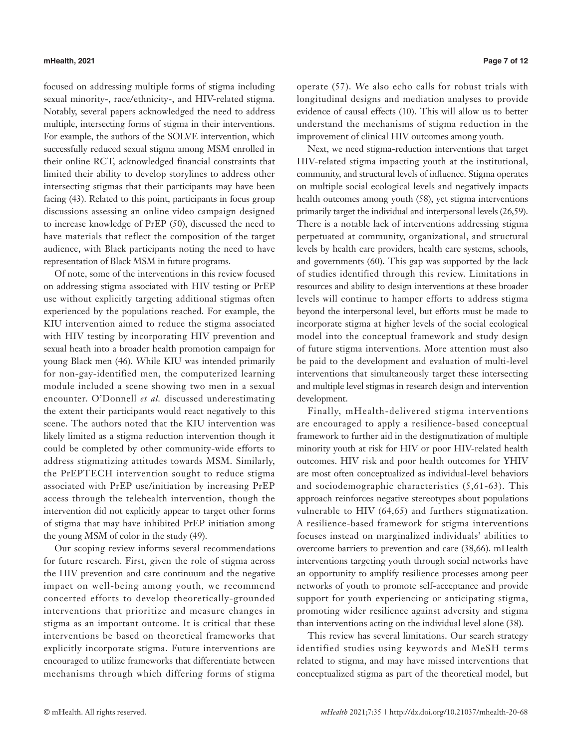focused on addressing multiple forms of stigma including sexual minority-, race/ethnicity-, and HIV-related stigma. Notably, several papers acknowledged the need to address multiple, intersecting forms of stigma in their interventions. For example, the authors of the SOLVE intervention, which successfully reduced sexual stigma among MSM enrolled in their online RCT, acknowledged financial constraints that limited their ability to develop storylines to address other intersecting stigmas that their participants may have been facing (43). Related to this point, participants in focus group discussions assessing an online video campaign designed to increase knowledge of PrEP (50), discussed the need to have materials that reflect the composition of the target audience, with Black participants noting the need to have representation of Black MSM in future programs.

Of note, some of the interventions in this review focused on addressing stigma associated with HIV testing or PrEP use without explicitly targeting additional stigmas often experienced by the populations reached. For example, the KIU intervention aimed to reduce the stigma associated with HIV testing by incorporating HIV prevention and sexual heath into a broader health promotion campaign for young Black men (46). While KIU was intended primarily for non-gay-identified men, the computerized learning module included a scene showing two men in a sexual encounter. O'Donnell *et al.* discussed underestimating the extent their participants would react negatively to this scene. The authors noted that the KIU intervention was likely limited as a stigma reduction intervention though it could be completed by other community-wide efforts to address stigmatizing attitudes towards MSM. Similarly, the PrEPTECH intervention sought to reduce stigma associated with PrEP use/initiation by increasing PrEP access through the telehealth intervention, though the intervention did not explicitly appear to target other forms of stigma that may have inhibited PrEP initiation among the young MSM of color in the study (49).

Our scoping review informs several recommendations for future research. First, given the role of stigma across the HIV prevention and care continuum and the negative impact on well-being among youth, we recommend concerted efforts to develop theoretically-grounded interventions that prioritize and measure changes in stigma as an important outcome. It is critical that these interventions be based on theoretical frameworks that explicitly incorporate stigma. Future interventions are encouraged to utilize frameworks that differentiate between mechanisms through which differing forms of stigma operate (57). We also echo calls for robust trials with longitudinal designs and mediation analyses to provide evidence of causal effects (10). This will allow us to better understand the mechanisms of stigma reduction in the improvement of clinical HIV outcomes among youth.

Next, we need stigma-reduction interventions that target HIV-related stigma impacting youth at the institutional, community, and structural levels of influence. Stigma operates on multiple social ecological levels and negatively impacts health outcomes among youth (58), yet stigma interventions primarily target the individual and interpersonal levels (26,59). There is a notable lack of interventions addressing stigma perpetuated at community, organizational, and structural levels by health care providers, health care systems, schools, and governments (60). This gap was supported by the lack of studies identified through this review. Limitations in resources and ability to design interventions at these broader levels will continue to hamper efforts to address stigma beyond the interpersonal level, but efforts must be made to incorporate stigma at higher levels of the social ecological model into the conceptual framework and study design of future stigma interventions. More attention must also be paid to the development and evaluation of multi-level interventions that simultaneously target these intersecting and multiple level stigmas in research design and intervention development.

Finally, mHealth-delivered stigma interventions are encouraged to apply a resilience-based conceptual framework to further aid in the destigmatization of multiple minority youth at risk for HIV or poor HIV-related health outcomes. HIV risk and poor health outcomes for YHIV are most often conceptualized as individual-level behaviors and sociodemographic characteristics (5,61-63). This approach reinforces negative stereotypes about populations vulnerable to HIV (64,65) and furthers stigmatization. A resilience-based framework for stigma interventions focuses instead on marginalized individuals' abilities to overcome barriers to prevention and care (38,66). mHealth interventions targeting youth through social networks have an opportunity to amplify resilience processes among peer networks of youth to promote self-acceptance and provide support for youth experiencing or anticipating stigma, promoting wider resilience against adversity and stigma than interventions acting on the individual level alone (38).

This review has several limitations. Our search strategy identified studies using keywords and MeSH terms related to stigma, and may have missed interventions that conceptualized stigma as part of the theoretical model, but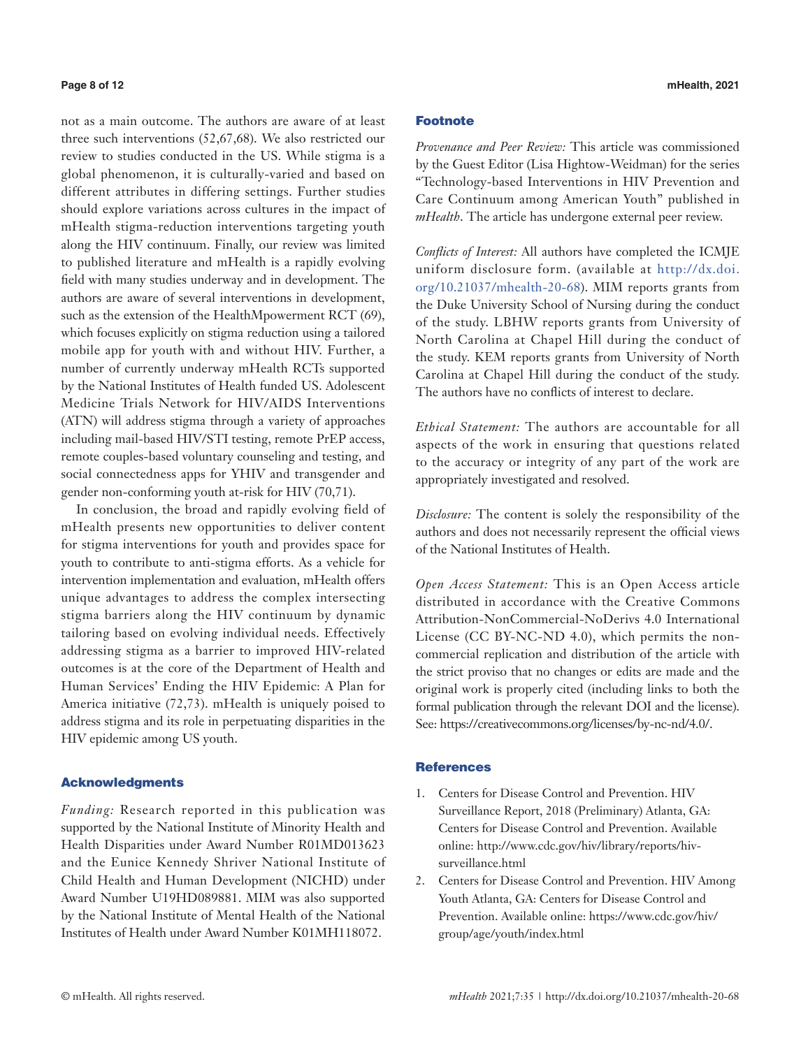not as a main outcome. The authors are aware of at least three such interventions (52,67,68). We also restricted our review to studies conducted in the US. While stigma is a global phenomenon, it is culturally-varied and based on different attributes in differing settings. Further studies should explore variations across cultures in the impact of mHealth stigma-reduction interventions targeting youth along the HIV continuum. Finally, our review was limited to published literature and mHealth is a rapidly evolving field with many studies underway and in development. The authors are aware of several interventions in development, such as the extension of the HealthMpowerment RCT (69), which focuses explicitly on stigma reduction using a tailored mobile app for youth with and without HIV. Further, a number of currently underway mHealth RCTs supported by the National Institutes of Health funded US. Adolescent Medicine Trials Network for HIV/AIDS Interventions (ATN) will address stigma through a variety of approaches including mail-based HIV/STI testing, remote PrEP access, remote couples-based voluntary counseling and testing, and social connectedness apps for YHIV and transgender and gender non-conforming youth at-risk for HIV (70,71).

In conclusion, the broad and rapidly evolving field of mHealth presents new opportunities to deliver content for stigma interventions for youth and provides space for youth to contribute to anti-stigma efforts. As a vehicle for intervention implementation and evaluation, mHealth offers unique advantages to address the complex intersecting stigma barriers along the HIV continuum by dynamic tailoring based on evolving individual needs. Effectively addressing stigma as a barrier to improved HIV-related outcomes is at the core of the Department of Health and Human Services' Ending the HIV Epidemic: A Plan for America initiative (72,73). mHealth is uniquely poised to address stigma and its role in perpetuating disparities in the HIV epidemic among US youth.

## Acknowledgments

*Funding:* Research reported in this publication was supported by the National Institute of Minority Health and Health Disparities under Award Number R01MD013623 and the Eunice Kennedy Shriver National Institute of Child Health and Human Development (NICHD) under Award Number U19HD089881. MIM was also supported by the National Institute of Mental Health of the National Institutes of Health under Award Number K01MH118072.

## Footnote

*Provenance and Peer Review:* This article was commissioned by the Guest Editor (Lisa Hightow-Weidman) for the series "Technology-based Interventions in HIV Prevention and Care Continuum among American Youth" published in *mHealth*. The article has undergone external peer review.

*Conflicts of Interest:* All authors have completed the ICMJE uniform disclosure form. (available at http://dx.doi.org/10.21037/mhealth-20-68). MIM reports grants from the Duke University School of Nursing during the conduct of the study. LBHW reports grants from University of North Carolina at Chapel Hill during the conduct of the study. KEM reports grants from University of North Carolina at Chapel Hill during the conduct of the study. The authors have no conflicts of interest to declare.

*Ethical Statement:* The authors are accountable for all aspects of the work in ensuring that questions related to the accuracy or integrity of any part of the work are appropriately investigated and resolved.

*Disclosure:* The content is solely the responsibility of the authors and does not necessarily represent the official views of the National Institutes of Health.

*Open Access Statement:* This is an Open Access article distributed in accordance with the Creative Commons Attribution-NonCommercial-NoDerivs 4.0 International License (CC BY-NC-ND 4.0), which permits the non-commercial replication and distribution of the article with the strict proviso that no changes or edits are made and the original work is properly cited (including links to both the formal publication through the relevant DOI and the license). See: https://creativecommons.org/licenses/by-nc-nd/4.0/.

## References

1. Centers for Disease Control and Prevention. HIV Surveillance Report, 2018 (Preliminary) Atlanta, GA: Centers for Disease Control and Prevention. Available online: http://www.cdc.gov/hiv/library/reports/hiv-surveillance.html
2. Centers for Disease Control and Prevention. HIV Among Youth Atlanta, GA: Centers for Disease Control and Prevention. Available online: https://www.cdc.gov/hiv/group/age/youth/index.html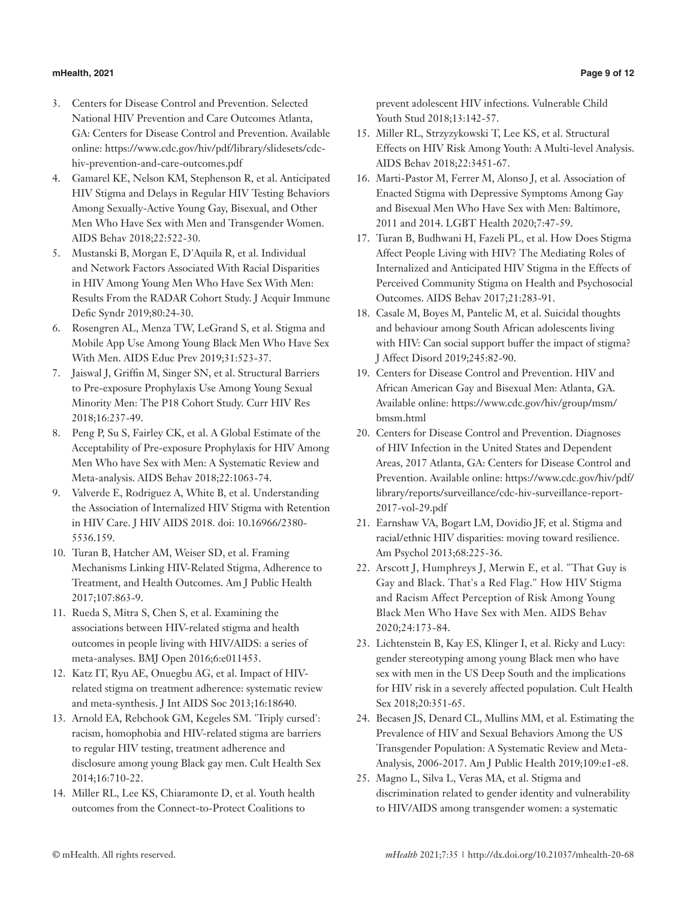3. Centers for Disease Control and Prevention. Selected National HIV Prevention and Care Outcomes Atlanta, GA: Centers for Disease Control and Prevention. Available online: https://www.cdc.gov/hiv/pdf/library/slidesets/cdc-hiv-prevention-and-care-outcomes.pdf
4. Gamarel KE, Nelson KM, Stephenson R, et al. Anticipated HIV Stigma and Delays in Regular HIV Testing Behaviors Among Sexually-Active Young Gay, Bisexual, and Other Men Who Have Sex with Men and Transgender Women. AIDS Behav 2018;22:522-30.
5. Mustanski B, Morgan E, D'Aquila R, et al. Individual and Network Factors Associated With Racial Disparities in HIV Among Young Men Who Have Sex With Men: Results From the RADAR Cohort Study. J Acquir Immune Defic Syndr 2019;80:24-30.
6. Rosengren AL, Menza TW, LeGrand S, et al. Stigma and Mobile App Use Among Young Black Men Who Have Sex With Men. AIDS Educ Prev 2019;31:523-37.
7. Jaiswal J, Griffin M, Singer SN, et al. Structural Barriers to Pre-exposure Prophylaxis Use Among Young Sexual Minority Men: The P18 Cohort Study. Curr HIV Res 2018;16:237-49.
8. Peng P, Su S, Fairley CK, et al. A Global Estimate of the Acceptability of Pre-exposure Prophylaxis for HIV Among Men Who have Sex with Men: A Systematic Review and Meta-analysis. AIDS Behav 2018;22:1063-74.
9. Valverde E, Rodriguez A, White B, et al. Understanding the Association of Internalized HIV Stigma with Retention in HIV Care. J HIV AIDS 2018. doi: 10.16966/2380-5536.159.
10. Turan B, Hatcher AM, Weiser SD, et al. Framing Mechanisms Linking HIV-Related Stigma, Adherence to Treatment, and Health Outcomes. Am J Public Health 2017;107:863-9.
11. Rueda S, Mitra S, Chen S, et al. Examining the associations between HIV-related stigma and health outcomes in people living with HIV/AIDS: a series of meta-analyses. BMJ Open 2016;6:e011453.
12. Katz IT, Ryu AE, Onuegbu AG, et al. Impact of HIV-related stigma on treatment adherence: systematic review and meta-synthesis. J Int AIDS Soc 2013;16:18640.
13. Arnold EA, Rebchook GM, Kegeles SM. 'Triply cursed': racism, homophobia and HIV-related stigma are barriers to regular HIV testing, treatment adherence and disclosure among young Black gay men. Cult Health Sex 2014;16:710-22.
14. Miller RL, Lee KS, Chiaramonte D, et al. Youth health outcomes from the Connect-to-Protect Coalitions to prevent adolescent HIV infections. Vulnerable Child Youth Stud 2018;13:142-57.
15. Miller RL, Strzyzykowski T, Lee KS, et al. Structural Effects on HIV Risk Among Youth: A Multi-level Analysis. AIDS Behav 2018;22:3451-67.
16. Marti-Pastor M, Ferrer M, Alonso J, et al. Association of Enacted Stigma with Depressive Symptoms Among Gay and Bisexual Men Who Have Sex with Men: Baltimore, 2011 and 2014. LGBT Health 2020;7:47-59.
17. Turan B, Budhwani H, Fazeli PL, et al. How Does Stigma Affect People Living with HIV? The Mediating Roles of Internalized and Anticipated HIV Stigma in the Effects of Perceived Community Stigma on Health and Psychosocial Outcomes. AIDS Behav 2017;21:283-91.
18. Casale M, Boyes M, Pantelic M, et al. Suicidal thoughts and behaviour among South African adolescents living with HIV: Can social support buffer the impact of stigma? J Affect Disord 2019;245:82-90.
19. Centers for Disease Control and Prevention. HIV and African American Gay and Bisexual Men: Atlanta, GA. Available online: https://www.cdc.gov/hiv/group/msm/bmsm.html
20. Centers for Disease Control and Prevention. Diagnoses of HIV Infection in the United States and Dependent Areas, 2017 Atlanta, GA: Centers for Disease Control and Prevention. Available online: https://www.cdc.gov/hiv/pdf/library/reports/surveillance/cdc-hiv-surveillance-report-2017-vol-29.pdf
21. Earnshaw VA, Bogart LM, Dovidio JF, et al. Stigma and racial/ethnic HIV disparities: moving toward resilience. Am Psychol 2013;68:225-36.
22. Arscott J, Humphreys J, Merwin E, et al. "That Guy is Gay and Black. That's a Red Flag." How HIV Stigma and Racism Affect Perception of Risk Among Young Black Men Who Have Sex with Men. AIDS Behav 2020;24:173-84.
23. Lichtenstein B, Kay ES, Klinger I, et al. Ricky and Lucy: gender stereotyping among young Black men who have sex with men in the US Deep South and the implications for HIV risk in a severely affected population. Cult Health Sex 2018;20:351-65.
24. Becasen JS, Denard CL, Mullins MM, et al. Estimating the Prevalence of HIV and Sexual Behaviors Among the US Transgender Population: A Systematic Review and Meta-Analysis, 2006-2017. Am J Public Health 2019;109:e1-e8.
25. Magno L, Silva L, Veras MA, et al. Stigma and discrimination related to gender identity and vulnerability to HIV/AIDS among transgender women: a systematic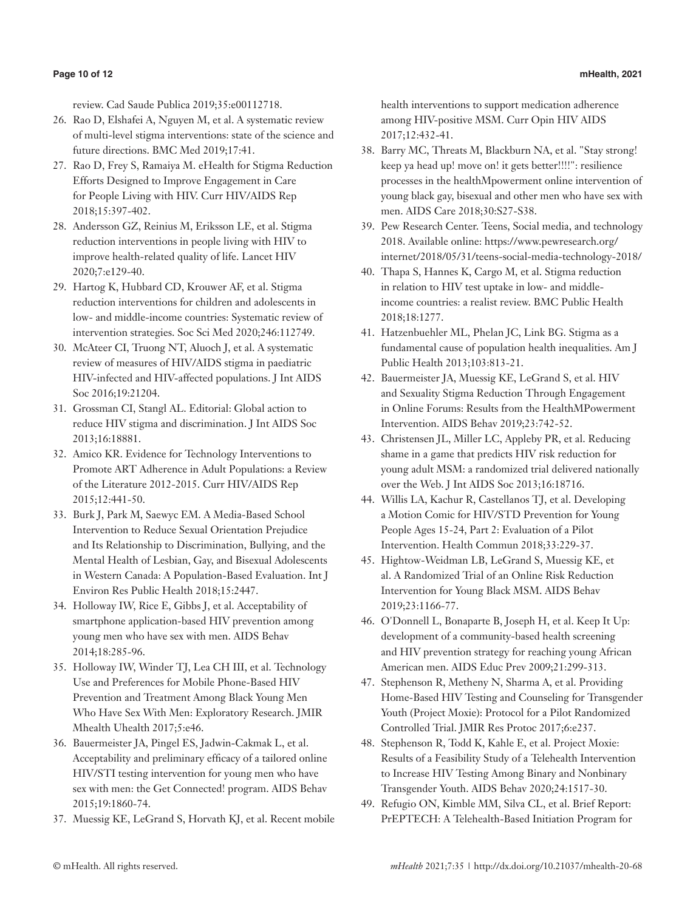review. Cad Saude Publica 2019;35:e00112718.

26. Rao D, Elshafei A, Nguyen M, et al. A systematic review of multi-level stigma interventions: state of the science and future directions. BMC Med 2019;17:41.
27. Rao D, Frey S, Ramaiya M. eHealth for Stigma Reduction Efforts Designed to Improve Engagement in Care for People Living with HIV. Curr HIV/AIDS Rep 2018;15:397-402.
28. Andersson GZ, Reinius M, Eriksson LE, et al. Stigma reduction interventions in people living with HIV to improve health-related quality of life. Lancet HIV 2020;7:e129-40.
29. Hartog K, Hubbard CD, Krouwer AF, et al. Stigma reduction interventions for children and adolescents in low- and middle-income countries: Systematic review of intervention strategies. Soc Sci Med 2020;246:112749.
30. McAteer CI, Truong NT, Aluoch J, et al. A systematic review of measures of HIV/AIDS stigma in paediatric HIV-infected and HIV-affected populations. J Int AIDS Soc 2016;19:21204.
31. Grossman CI, Stangl AL. Editorial: Global action to reduce HIV stigma and discrimination. J Int AIDS Soc 2013;16:18881.
32. Amico KR. Evidence for Technology Interventions to Promote ART Adherence in Adult Populations: a Review of the Literature 2012-2015. Curr HIV/AIDS Rep 2015;12:441-50.
33. Burk J, Park M, Saewyc EM. A Media-Based School Intervention to Reduce Sexual Orientation Prejudice and Its Relationship to Discrimination, Bullying, and the Mental Health of Lesbian, Gay, and Bisexual Adolescents in Western Canada: A Population-Based Evaluation. Int J Environ Res Public Health 2018;15:2447.
34. Holloway IW, Rice E, Gibbs J, et al. Acceptability of smartphone application-based HIV prevention among young men who have sex with men. AIDS Behav 2014;18:285-96.
35. Holloway IW, Winder TJ, Lea CH III, et al. Technology Use and Preferences for Mobile Phone-Based HIV Prevention and Treatment Among Black Young Men Who Have Sex With Men: Exploratory Research. JMIR Mhealth Uhealth 2017;5:e46.
36. Bauermeister JA, Pingel ES, Jadwin-Cakmak L, et al. Acceptability and preliminary efficacy of a tailored online HIV/STI testing intervention for young men who have sex with men: the Get Connected! program. AIDS Behav 2015;19:1860-74.
37. Muessig KE, LeGrand S, Horvath KJ, et al. Recent mobile health interventions to support medication adherence among HIV-positive MSM. Curr Opin HIV AIDS 2017;12:432-41.
38. Barry MC, Threats M, Blackburn NA, et al. "Stay strong! keep ya head up! move on! it gets better!!!!": resilience processes in the healthMpowerment online intervention of young black gay, bisexual and other men who have sex with men. AIDS Care 2018;30:S27-S38.
39. Pew Research Center. Teens, Social media, and technology 2018. Available online: https://www.pewresearch.org/internet/2018/05/31/teens-social-media-technology-2018/
40. Thapa S, Hannes K, Cargo M, et al. Stigma reduction in relation to HIV test uptake in low- and middle-income countries: a realist review. BMC Public Health 2018;18:1277.
41. Hatzenbuehler ML, Phelan JC, Link BG. Stigma as a fundamental cause of population health inequalities. Am J Public Health 2013;103:813-21.
42. Bauermeister JA, Muessig KE, LeGrand S, et al. HIV and Sexuality Stigma Reduction Through Engagement in Online Forums: Results from the HealthMPowerment Intervention. AIDS Behav 2019;23:742-52.
43. Christensen JL, Miller LC, Appleby PR, et al. Reducing shame in a game that predicts HIV risk reduction for young adult MSM: a randomized trial delivered nationally over the Web. J Int AIDS Soc 2013;16:18716.
44. Willis LA, Kachur R, Castellanos TJ, et al. Developing a Motion Comic for HIV/STD Prevention for Young People Ages 15-24, Part 2: Evaluation of a Pilot Intervention. Health Commun 2018;33:229-37.
45. Hightow-Weidman LB, LeGrand S, Muessig KE, et al. A Randomized Trial of an Online Risk Reduction Intervention for Young Black MSM. AIDS Behav 2019;23:1166-77.
46. O'Donnell L, Bonaparte B, Joseph H, et al. Keep It Up: development of a community-based health screening and HIV prevention strategy for reaching young African American men. AIDS Educ Prev 2009;21:299-313.
47. Stephenson R, Metheny N, Sharma A, et al. Providing Home-Based HIV Testing and Counseling for Transgender Youth (Project Moxie): Protocol for a Pilot Randomized Controlled Trial. JMIR Res Protoc 2017;6:e237.
48. Stephenson R, Todd K, Kahle E, et al. Project Moxie: Results of a Feasibility Study of a Telehealth Intervention to Increase HIV Testing Among Binary and Nonbinary Transgender Youth. AIDS Behav 2020;24:1517-30.
49. Refugio ON, Kimble MM, Silva CL, et al. Brief Report: PrEPTECH: A Telehealth-Based Initiation Program for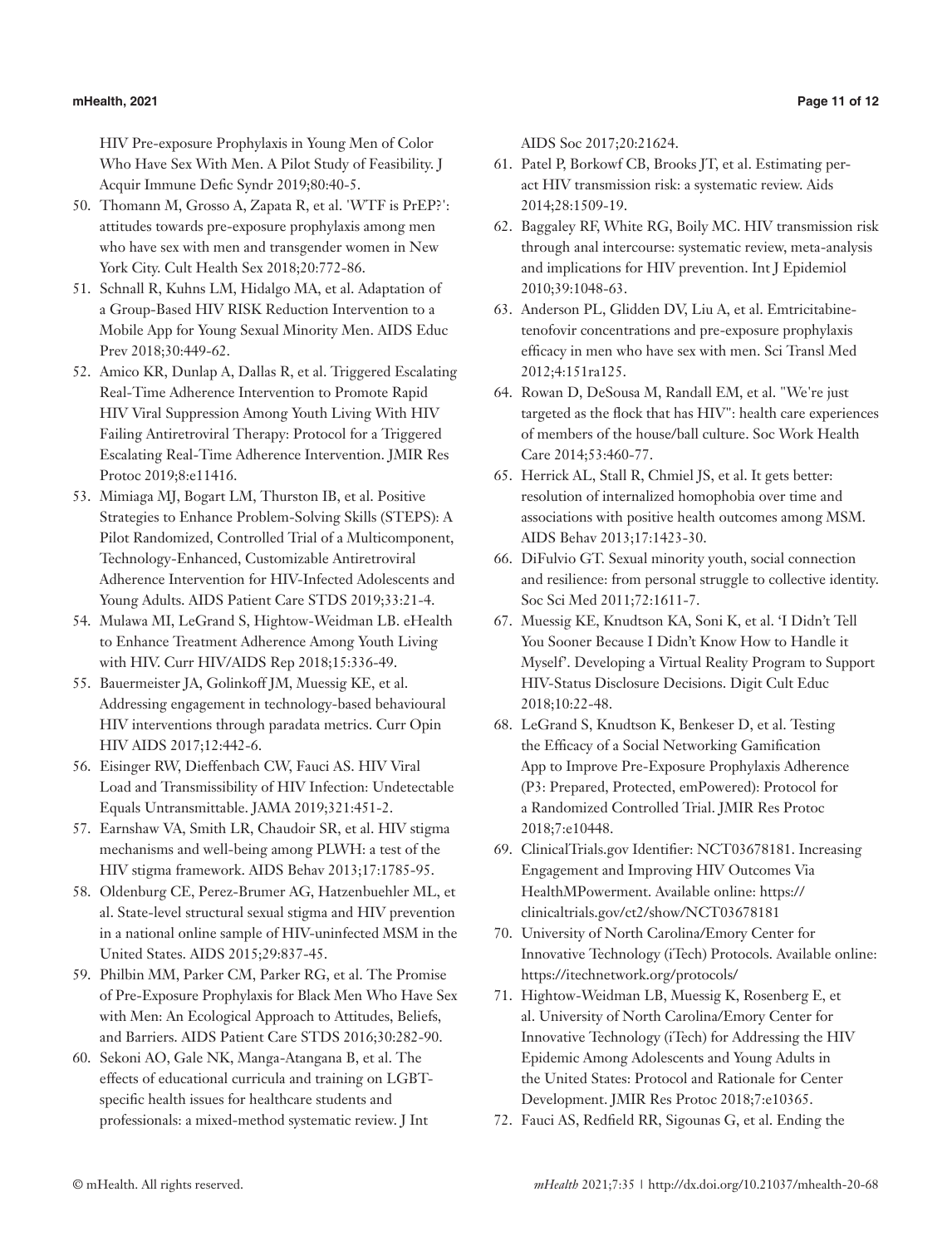HIV Pre-exposure Prophylaxis in Young Men of Color Who Have Sex With Men. A Pilot Study of Feasibility. J Acquir Immune Defic Syndr 2019;80:40-5.

50. Thomann M, Grosso A, Zapata R, et al. 'WTF is PrEP?': attitudes towards pre-exposure prophylaxis among men who have sex with men and transgender women in New York City. Cult Health Sex 2018;20:772-86.
51. Schnall R, Kuhns LM, Hidalgo MA, et al. Adaptation of a Group-Based HIV RISK Reduction Intervention to a Mobile App for Young Sexual Minority Men. AIDS Educ Prev 2018;30:449-62.
52. Amico KR, Dunlap A, Dallas R, et al. Triggered Escalating Real-Time Adherence Intervention to Promote Rapid HIV Viral Suppression Among Youth Living With HIV Failing Antiretroviral Therapy: Protocol for a Triggered Escalating Real-Time Adherence Intervention. JMIR Res Protoc 2019;8:e11416.
53. Mimiaga MJ, Bogart LM, Thurston IB, et al. Positive Strategies to Enhance Problem-Solving Skills (STEPS): A Pilot Randomized, Controlled Trial of a Multicomponent, Technology-Enhanced, Customizable Antiretroviral Adherence Intervention for HIV-Infected Adolescents and Young Adults. AIDS Patient Care STDS 2019;33:21-4.
54. Mulawa MI, LeGrand S, Hightow-Weidman LB. eHealth to Enhance Treatment Adherence Among Youth Living with HIV. Curr HIV/AIDS Rep 2018;15:336-49.
55. Bauermeister JA, Golinkoff JM, Muessig KE, et al. Addressing engagement in technology-based behavioural HIV interventions through paradata metrics. Curr Opin HIV AIDS 2017;12:442-6.
56. Eisinger RW, Dieffenbach CW, Fauci AS. HIV Viral Load and Transmissibility of HIV Infection: Undetectable Equals Untransmittable. JAMA 2019;321:451-2.
57. Earnshaw VA, Smith LR, Chaudoir SR, et al. HIV stigma mechanisms and well-being among PLWH: a test of the HIV stigma framework. AIDS Behav 2013;17:1785-95.
58. Oldenburg CE, Perez-Brumer AG, Hatzenbuehler ML, et al. State-level structural sexual stigma and HIV prevention in a national online sample of HIV-uninfected MSM in the United States. AIDS 2015;29:837-45.
59. Philbin MM, Parker CM, Parker RG, et al. The Promise of Pre-Exposure Prophylaxis for Black Men Who Have Sex with Men: An Ecological Approach to Attitudes, Beliefs, and Barriers. AIDS Patient Care STDS 2016;30:282-90.
60. Sekoni AO, Gale NK, Manga-Atangana B, et al. The effects of educational curricula and training on LGBT-specific health issues for healthcare students and professionals: a mixed-method systematic review. J Int AIDS Soc 2017;20:21624.
61. Patel P, Borkowf CB, Brooks JT, et al. Estimating per-act HIV transmission risk: a systematic review. Aids 2014;28:1509-19.
62. Baggaley RF, White RG, Boily MC. HIV transmission risk through anal intercourse: systematic review, meta-analysis and implications for HIV prevention. Int J Epidemiol 2010;39:1048-63.
63. Anderson PL, Glidden DV, Liu A, et al. Emtricitabine-tenofovir concentrations and pre-exposure prophylaxis efficacy in men who have sex with men. Sci Transl Med 2012;4:151ra125.
64. Rowan D, DeSousa M, Randall EM, et al. "We're just targeted as the flock that has HIV": health care experiences of members of the house/ball culture. Soc Work Health Care 2014;53:460-77.
65. Herrick AL, Stall R, Chmiel JS, et al. It gets better: resolution of internalized homophobia over time and associations with positive health outcomes among MSM. AIDS Behav 2013;17:1423-30.
66. DiFulvio GT. Sexual minority youth, social connection and resilience: from personal struggle to collective identity. Soc Sci Med 2011;72:1611-7.
67. Muessig KE, Knudtson KA, Soni K, et al. 'I Didn't Tell You Sooner Because I Didn't Know How to Handle it Myself'. Developing a Virtual Reality Program to Support HIV-Status Disclosure Decisions. Digit Cult Educ 2018;10:22-48.
68. LeGrand S, Knudtson K, Benkeser D, et al. Testing the Efficacy of a Social Networking Gamification App to Improve Pre-Exposure Prophylaxis Adherence (P3: Prepared, Protected, emPowered): Protocol for a Randomized Controlled Trial. JMIR Res Protoc 2018;7:e10448.
69. ClinicalTrials.gov Identifier: NCT03678181. Increasing Engagement and Improving HIV Outcomes Via HealthMPowerment. Available online: https://clinicaltrials.gov/ct2/show/NCT03678181
70. University of North Carolina/Emory Center for Innovative Technology (iTech) Protocols. Available online: https://itechnetwork.org/protocols/
71. Hightow-Weidman LB, Muessig K, Rosenberg E, et al. University of North Carolina/Emory Center for Innovative Technology (iTech) for Addressing the HIV Epidemic Among Adolescents and Young Adults in the United States: Protocol and Rationale for Center Development. JMIR Res Protoc 2018;7:e10365.
72. Fauci AS, Redfield RR, Sigounas G, et al. Ending the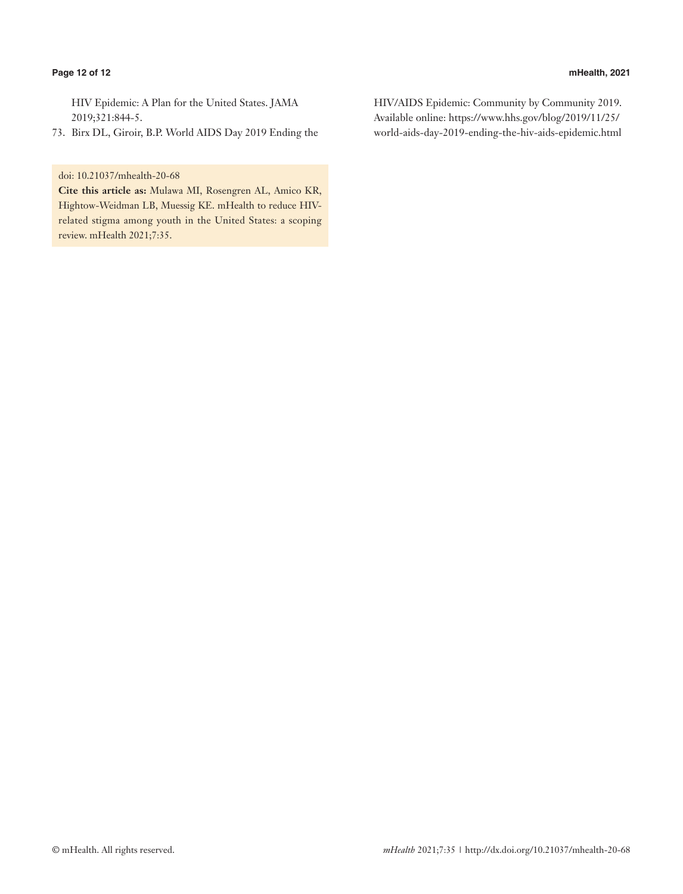HIV Epidemic: A Plan for the United States. JAMA 2019;321:844-5.

73. Birx DL, Giroir, B.P. World AIDS Day 2019 Ending the HIV/AIDS Epidemic: Community by Community 2019. Available online: https://www.hhs.gov/blog/2019/11/25/world-aids-day-2019-ending-the-hiv-aids-epidemic.html

doi: 10.21037/mhealth-20-68

**Cite this article as:** Mulawa MI, Rosengren AL, Amico KR, Hightow-Weidman LB, Muessig KE. mHealth to reduce HIV-related stigma among youth in the United States: a scoping review. mHealth 2021;7:35.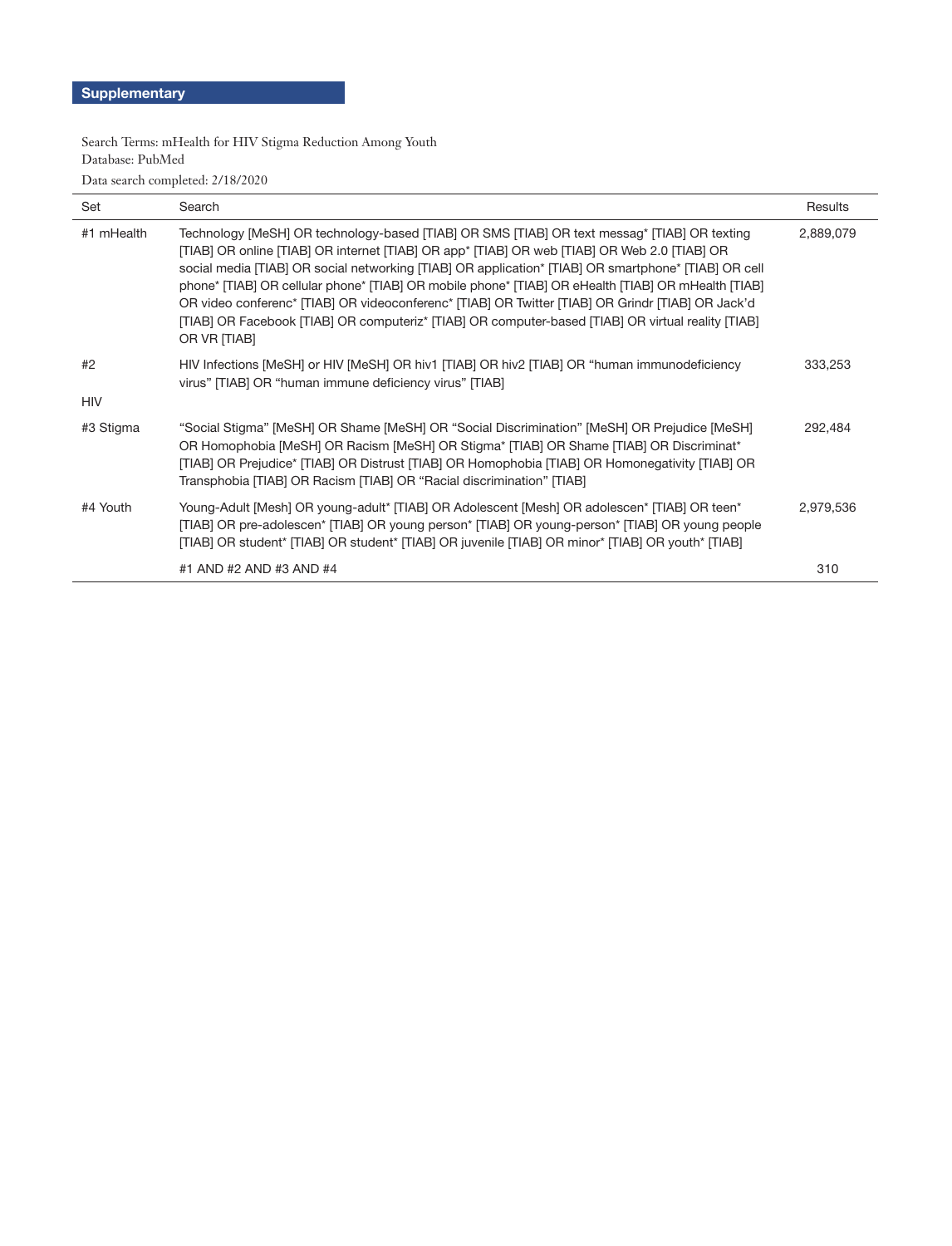## Supplementary

Search Terms: mHealth for HIV Stigma Reduction Among Youth
Database: PubMed
Data search completed: 2/18/2020

| Set | Search | Results |
|---|---|---|
| #1 mHealth | Technology [MeSH] OR technology-based [TIAB] OR SMS [TIAB] OR text messag* [TIAB] OR texting [TIAB] OR online [TIAB] OR internet [TIAB] OR app* [TIAB] OR web [TIAB] OR Web 2.0 [TIAB] OR social media [TIAB] OR social networking [TIAB] OR application* [TIAB] OR smartphone* [TIAB] OR cell phone* [TIAB] OR cellular phone* [TIAB] OR mobile phone* [TIAB] OR eHealth [TIAB] OR mHealth [TIAB] OR video conferenc* [TIAB] OR videoconferenc* [TIAB] OR Twitter [TIAB] OR Grindr [TIAB] OR Jack'd [TIAB] OR Facebook [TIAB] OR computeriz* [TIAB] OR computer-based [TIAB] OR virtual reality [TIAB] OR VR [TIAB] | 2,889,079 |
| #2 HIV | HIV Infections [MeSH] or HIV [MeSH] OR hiv1 [TIAB] OR hiv2 [TIAB] OR "human immunodeficiency virus" [TIAB] OR "human immune deficiency virus" [TIAB] | 333,253 |
| #3 Stigma | "Social Stigma" [MeSH] OR Shame [MeSH] OR "Social Discrimination" [MeSH] OR Prejudice [MeSH] OR Homophobia [MeSH] OR Racism [MeSH] OR Stigma* [TIAB] OR Shame [TIAB] OR Discriminat* [TIAB] OR Prejudice* [TIAB] OR Distrust [TIAB] OR Homophobia [TIAB] OR Homonegativity [TIAB] OR Transphobia [TIAB] OR Racism [TIAB] OR "Racial discrimination" [TIAB] | 292,484 |
| #4 Youth | Young-Adult [Mesh] OR young-adult* [TIAB] OR Adolescent [Mesh] OR adolescen* [TIAB] OR teen* [TIAB] OR pre-adolescen* [TIAB] OR young person* [TIAB] OR young-person* [TIAB] OR young people [TIAB] OR student* [TIAB] OR student* [TIAB] OR juvenile [TIAB] OR minor* [TIAB] OR youth* [TIAB] | 2,979,536 |
| | #1 AND #2 AND #3 AND #4 | 310 |